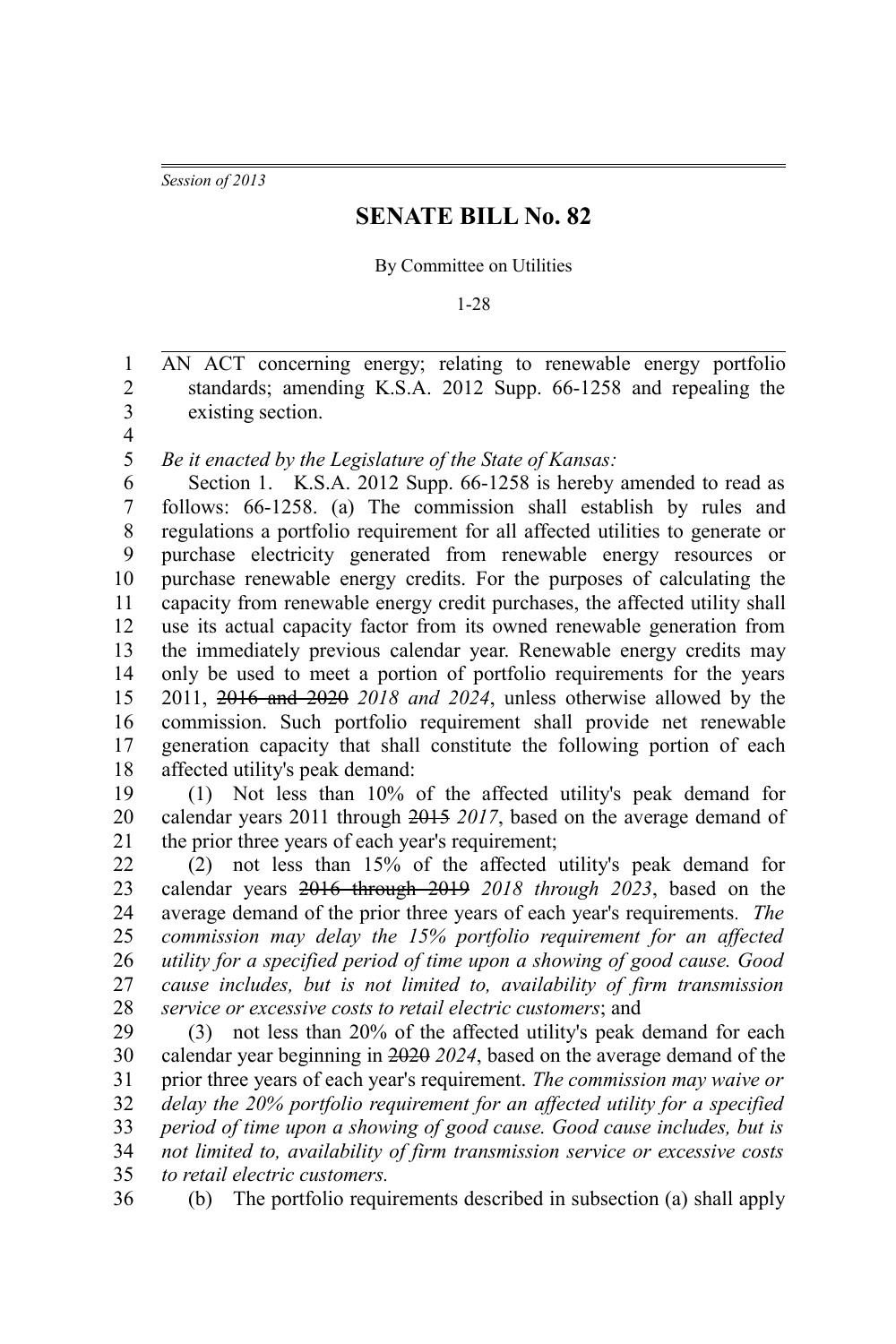*Session of 2013*

# SENATE BILL No. 82

By Committee on Utilities

1-28

AN ACT concerning energy; relating to renewable energy portfolio standards; amending K.S.A. 2012 Supp. 66-1258 and repealing the existing section.

*Be it enacted by the Legislature of the State of Kansas:*

Section 1. K.S.A. 2012 Supp. 66-1258 is hereby amended to read as follows: 66-1258. (a) The commission shall establish by rules and regulations a portfolio requirement for all affected utilities to generate or purchase electricity generated from renewable energy resources or purchase renewable energy credits. For the purposes of calculating the capacity from renewable energy credit purchases, the affected utility shall use its actual capacity factor from its owned renewable generation from the immediately previous calendar year. Renewable energy credits may only be used to meet a portion of portfolio requirements for the years 2011, ~~2016 and 2020~~ *2018 and 2024*, unless otherwise allowed by the commission. Such portfolio requirement shall provide net renewable generation capacity that shall constitute the following portion of each affected utility's peak demand:

(1) Not less than 10% of the affected utility's peak demand for calendar years 2011 through ~~2015~~ *2017*, based on the average demand of the prior three years of each year's requirement;

(2) not less than 15% of the affected utility's peak demand for calendar years ~~2016 through 2019~~ *2018 through 2023*, based on the average demand of the prior three years of each year's requirements. *The commission may delay the 15% portfolio requirement for an affected utility for a specified period of time upon a showing of good cause. Good cause includes, but is not limited to, availability of firm transmission service or excessive costs to retail electric customers*; and

(3) not less than 20% of the affected utility's peak demand for each calendar year beginning in ~~2020~~ *2024*, based on the average demand of the prior three years of each year's requirement. *The commission may waive or delay the 20% portfolio requirement for an affected utility for a specified period of time upon a showing of good cause. Good cause includes, but is not limited to, availability of firm transmission service or excessive costs to retail electric customers.*

(b) The portfolio requirements described in subsection (a) shall apply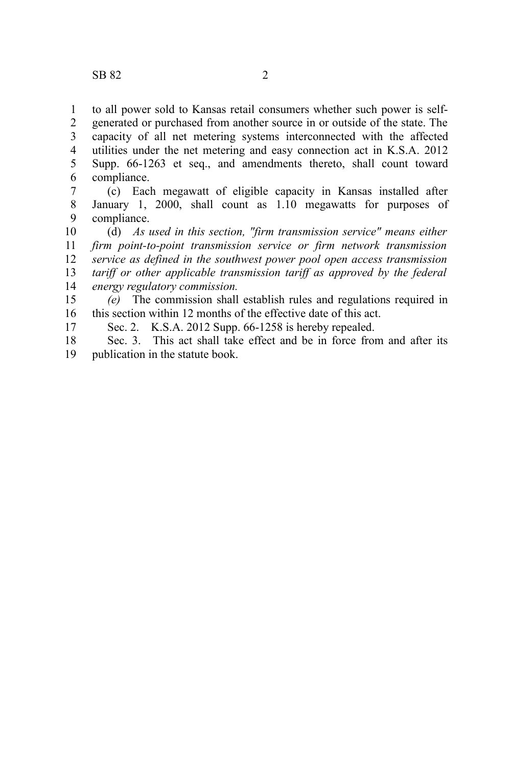to all power sold to Kansas retail consumers whether such power is self-generated or purchased from another source in or outside of the state. The capacity of all net metering systems interconnected with the affected utilities under the net metering and easy connection act in K.S.A. 2012 Supp. 66-1263 et seq., and amendments thereto, shall count toward compliance.

(c) Each megawatt of eligible capacity in Kansas installed after January 1, 2000, shall count as 1.10 megawatts for purposes of compliance.

(d) *As used in this section, "firm transmission service" means either firm point-to-point transmission service or firm network transmission service as defined in the southwest power pool open access transmission tariff or other applicable transmission tariff as approved by the federal energy regulatory commission.*

*(e)* The commission shall establish rules and regulations required in this section within 12 months of the effective date of this act.

Sec. 2. K.S.A. 2012 Supp. 66-1258 is hereby repealed.

Sec. 3. This act shall take effect and be in force from and after its publication in the statute book.